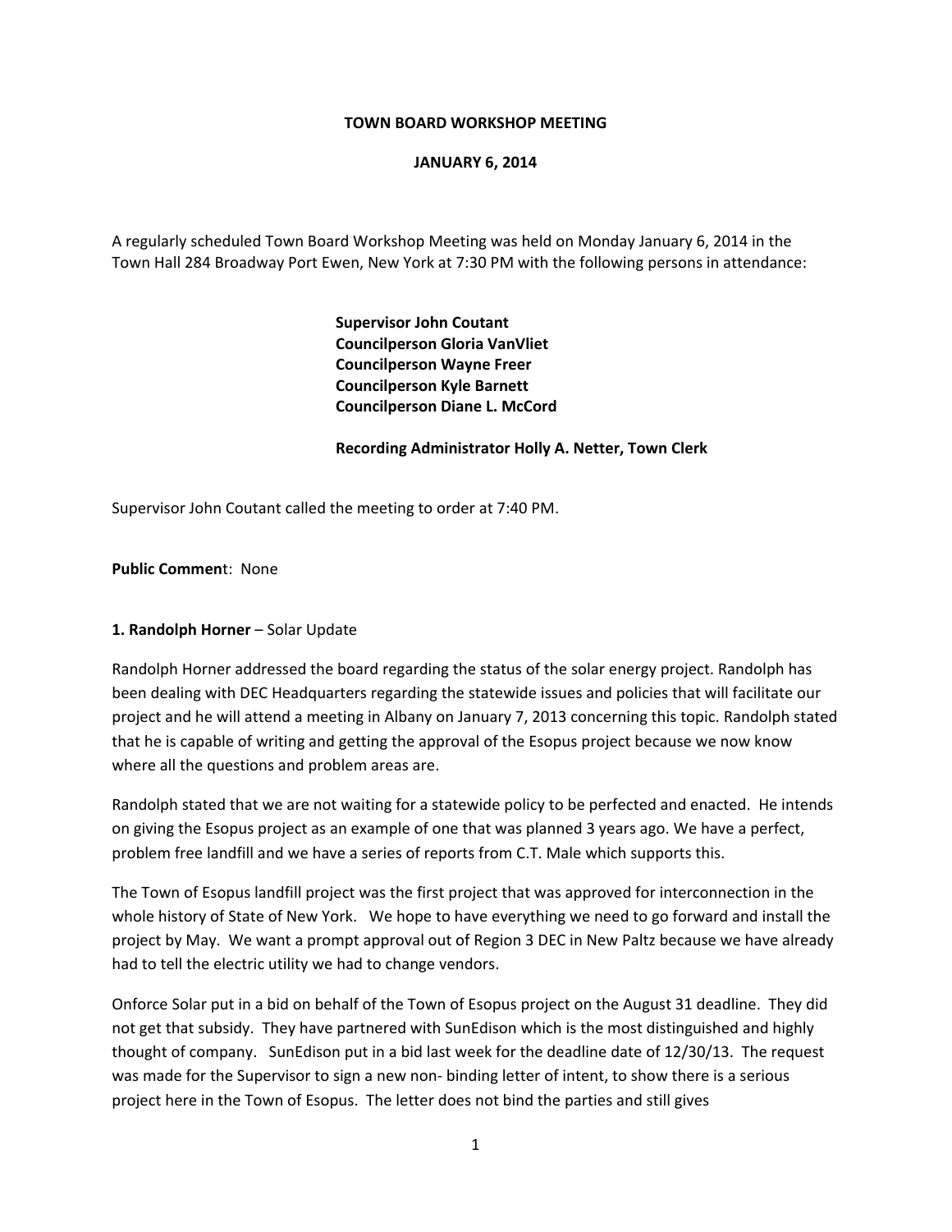# TOWN BOARD WORKSHOP MEETING

## JANUARY 6, 2014

A regularly scheduled Town Board Workshop Meeting was held on Monday January 6, 2014 in the Town Hall 284 Broadway Port Ewen, New York at 7:30 PM with the following persons in attendance:

**Supervisor John Coutant**
**Councilperson Gloria VanVliet**
**Councilperson Wayne Freer**
**Councilperson Kyle Barnett**
**Councilperson Diane L. McCord**

**Recording Administrator Holly A. Netter, Town Clerk**

Supervisor John Coutant called the meeting to order at 7:40 PM.

**Public Commen**t: None

**1. Randolph Horner** – Solar Update

Randolph Horner addressed the board regarding the status of the solar energy project. Randolph has been dealing with DEC Headquarters regarding the statewide issues and policies that will facilitate our project and he will attend a meeting in Albany on January 7, 2013 concerning this topic. Randolph stated that he is capable of writing and getting the approval of the Esopus project because we now know where all the questions and problem areas are.

Randolph stated that we are not waiting for a statewide policy to be perfected and enacted. He intends on giving the Esopus project as an example of one that was planned 3 years ago. We have a perfect, problem free landfill and we have a series of reports from C.T. Male which supports this.

The Town of Esopus landfill project was the first project that was approved for interconnection in the whole history of State of New York. We hope to have everything we need to go forward and install the project by May. We want a prompt approval out of Region 3 DEC in New Paltz because we have already had to tell the electric utility we had to change vendors.

Onforce Solar put in a bid on behalf of the Town of Esopus project on the August 31 deadline. They did not get that subsidy. They have partnered with SunEdison which is the most distinguished and highly thought of company. SunEdison put in a bid last week for the deadline date of 12/30/13. The request was made for the Supervisor to sign a new non- binding letter of intent, to show there is a serious project here in the Town of Esopus. The letter does not bind the parties and still gives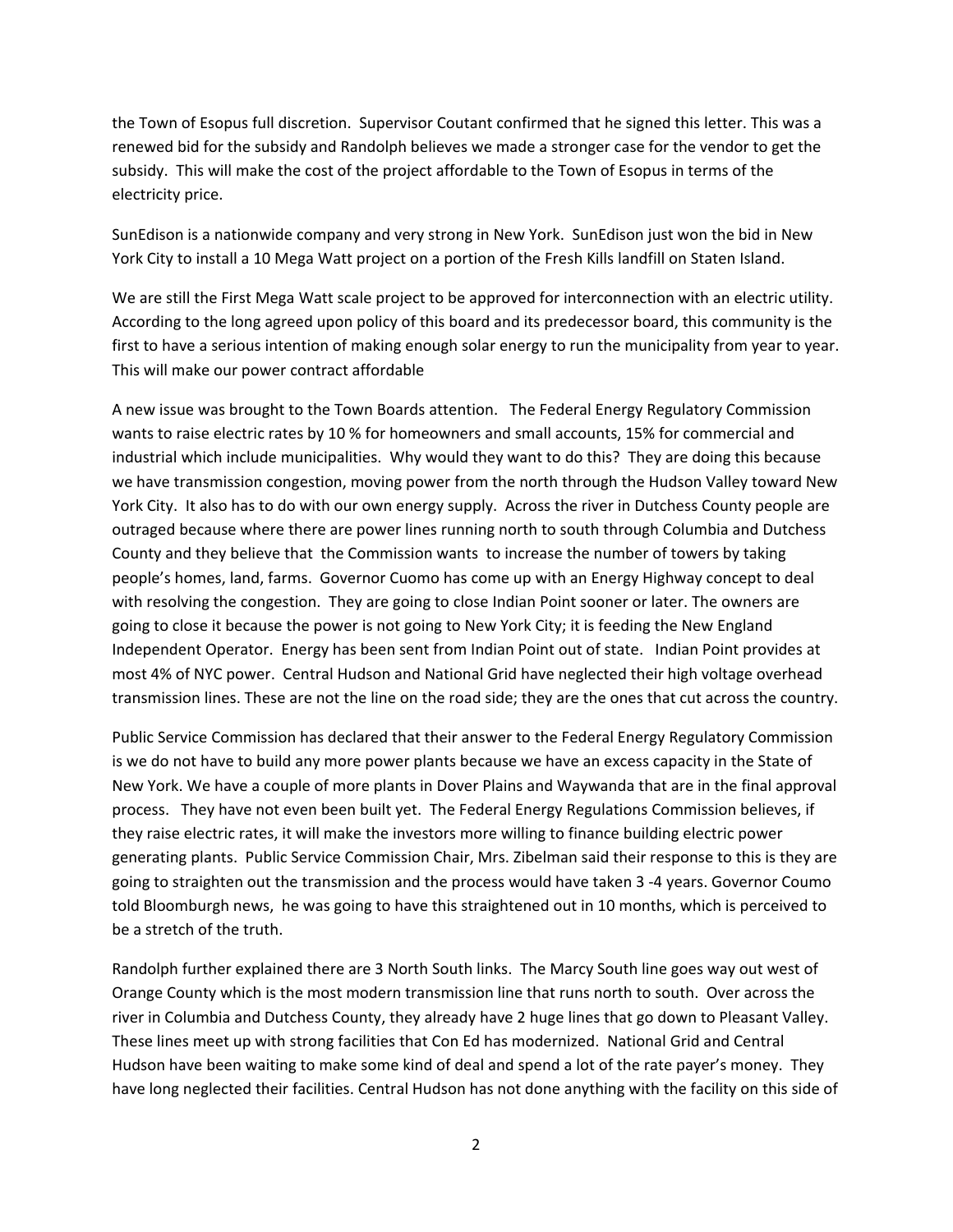the Town of Esopus full discretion.  Supervisor Coutant confirmed that he signed this letter. This was a renewed bid for the subsidy and Randolph believes we made a stronger case for the vendor to get the subsidy.  This will make the cost of the project affordable to the Town of Esopus in terms of the electricity price.

SunEdison is a nationwide company and very strong in New York.  SunEdison just won the bid in New York City to install a 10 Mega Watt project on a portion of the Fresh Kills landfill on Staten Island.

We are still the First Mega Watt scale project to be approved for interconnection with an electric utility.  According to the long agreed upon policy of this board and its predecessor board, this community is the first to have a serious intention of making enough solar energy to run the municipality from year to year.  This will make our power contract affordable

A new issue was brought to the Town Boards attention.   The Federal Energy Regulatory Commission wants to raise electric rates by 10 % for homeowners and small accounts, 15% for commercial and industrial which include municipalities.  Why would they want to do this?  They are doing this because we have transmission congestion, moving power from the north through the Hudson Valley toward New York City.  It also has to do with our own energy supply.  Across the river in Dutchess County people are outraged because where there are power lines running north to south through Columbia and Dutchess County and they believe that  the Commission wants  to increase the number of towers by taking people's homes, land, farms.  Governor Cuomo has come up with an Energy Highway concept to deal with resolving the congestion.  They are going to close Indian Point sooner or later. The owners are going to close it because the power is not going to New York City; it is feeding the New England Independent Operator.  Energy has been sent from Indian Point out of state.   Indian Point provides at most 4% of NYC power.  Central Hudson and National Grid have neglected their high voltage overhead transmission lines. These are not the line on the road side; they are the ones that cut across the country.

Public Service Commission has declared that their answer to the Federal Energy Regulatory Commission is we do not have to build any more power plants because we have an excess capacity in the State of New York. We have a couple of more plants in Dover Plains and Waywanda that are in the final approval process.   They have not even been built yet.  The Federal Energy Regulations Commission believes, if they raise electric rates, it will make the investors more willing to finance building electric power generating plants.  Public Service Commission Chair, Mrs. Zibelman said their response to this is they are going to straighten out the transmission and the process would have taken 3 -4 years. Governor Coumo told Bloomburgh news,  he was going to have this straightened out in 10 months, which is perceived to be a stretch of the truth.

Randolph further explained there are 3 North South links.  The Marcy South line goes way out west of Orange County which is the most modern transmission line that runs north to south.  Over across the river in Columbia and Dutchess County, they already have 2 huge lines that go down to Pleasant Valley.  These lines meet up with strong facilities that Con Ed has modernized.  National Grid and Central Hudson have been waiting to make some kind of deal and spend a lot of the rate payer's money.  They have long neglected their facilities. Central Hudson has not done anything with the facility on this side of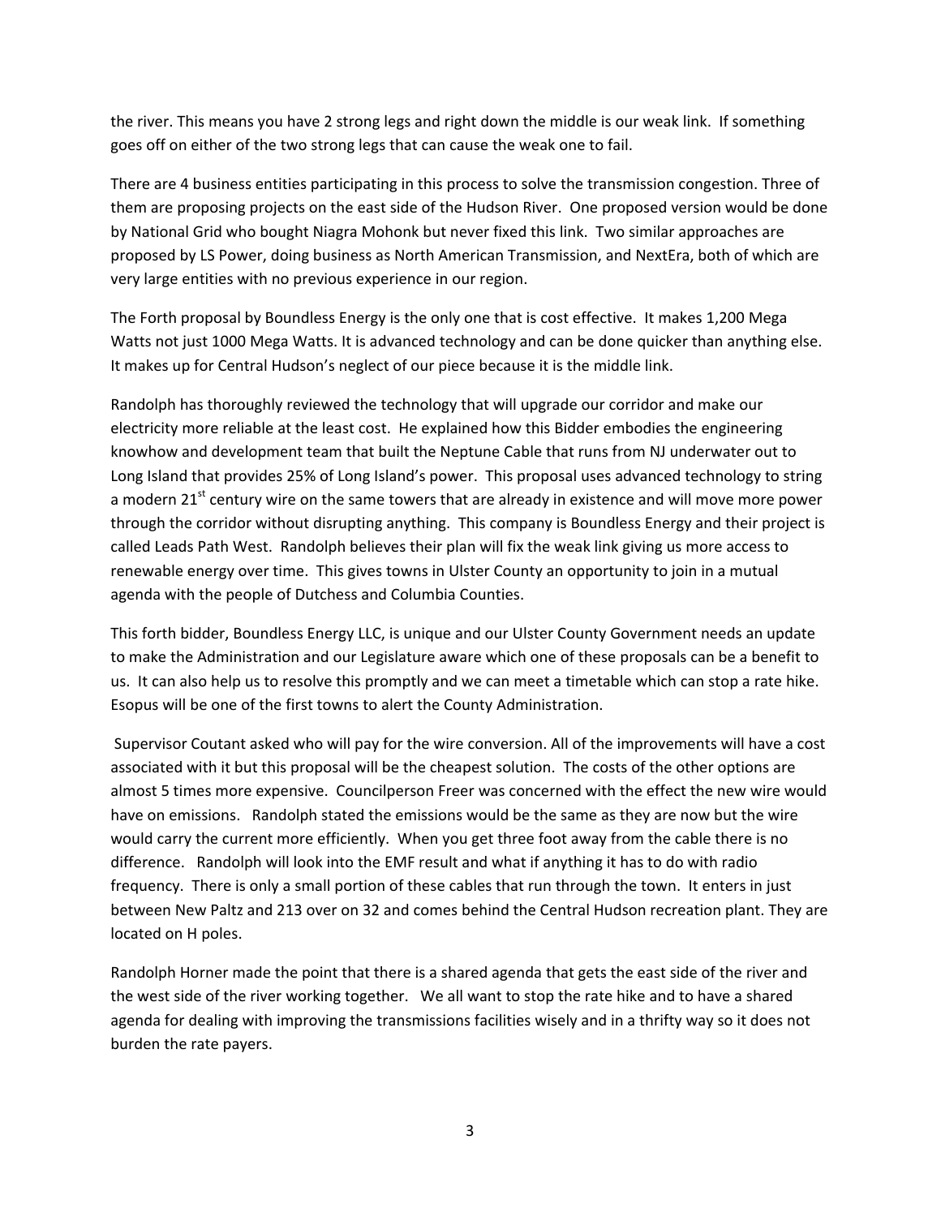the river. This means you have 2 strong legs and right down the middle is our weak link. If something goes off on either of the two strong legs that can cause the weak one to fail.

There are 4 business entities participating in this process to solve the transmission congestion. Three of them are proposing projects on the east side of the Hudson River. One proposed version would be done by National Grid who bought Niagra Mohonk but never fixed this link. Two similar approaches are proposed by LS Power, doing business as North American Transmission, and NextEra, both of which are very large entities with no previous experience in our region.

The Forth proposal by Boundless Energy is the only one that is cost effective. It makes 1,200 Mega Watts not just 1000 Mega Watts. It is advanced technology and can be done quicker than anything else. It makes up for Central Hudson's neglect of our piece because it is the middle link.

Randolph has thoroughly reviewed the technology that will upgrade our corridor and make our electricity more reliable at the least cost. He explained how this Bidder embodies the engineering knowhow and development team that built the Neptune Cable that runs from NJ underwater out to Long Island that provides 25% of Long Island's power. This proposal uses advanced technology to string a modern 21st century wire on the same towers that are already in existence and will move more power through the corridor without disrupting anything. This company is Boundless Energy and their project is called Leads Path West. Randolph believes their plan will fix the weak link giving us more access to renewable energy over time. This gives towns in Ulster County an opportunity to join in a mutual agenda with the people of Dutchess and Columbia Counties.

This forth bidder, Boundless Energy LLC, is unique and our Ulster County Government needs an update to make the Administration and our Legislature aware which one of these proposals can be a benefit to us. It can also help us to resolve this promptly and we can meet a timetable which can stop a rate hike. Esopus will be one of the first towns to alert the County Administration.

Supervisor Coutant asked who will pay for the wire conversion. All of the improvements will have a cost associated with it but this proposal will be the cheapest solution. The costs of the other options are almost 5 times more expensive. Councilperson Freer was concerned with the effect the new wire would have on emissions. Randolph stated the emissions would be the same as they are now but the wire would carry the current more efficiently. When you get three foot away from the cable there is no difference. Randolph will look into the EMF result and what if anything it has to do with radio frequency. There is only a small portion of these cables that run through the town. It enters in just between New Paltz and 213 over on 32 and comes behind the Central Hudson recreation plant. They are located on H poles.

Randolph Horner made the point that there is a shared agenda that gets the east side of the river and the west side of the river working together. We all want to stop the rate hike and to have a shared agenda for dealing with improving the transmissions facilities wisely and in a thrifty way so it does not burden the rate payers.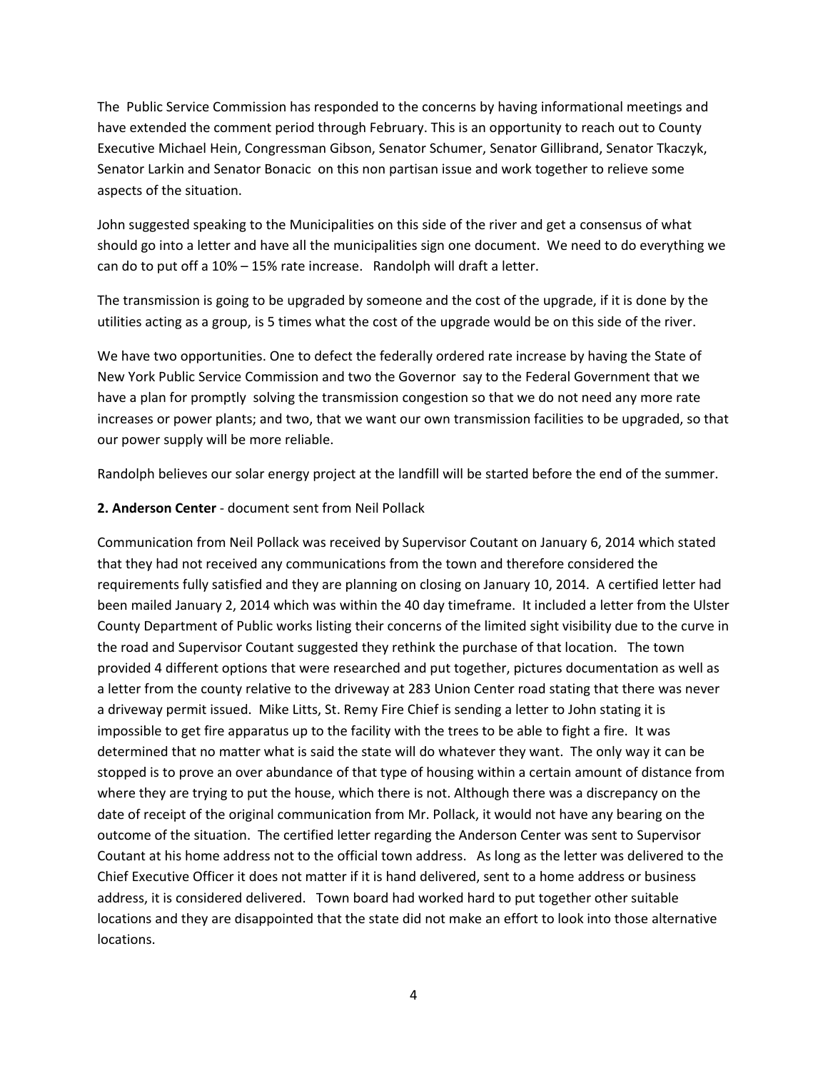The  Public Service Commission has responded to the concerns by having informational meetings and have extended the comment period through February. This is an opportunity to reach out to County Executive Michael Hein, Congressman Gibson, Senator Schumer, Senator Gillibrand, Senator Tkaczyk, Senator Larkin and Senator Bonacic  on this non partisan issue and work together to relieve some aspects of the situation.

John suggested speaking to the Municipalities on this side of the river and get a consensus of what should go into a letter and have all the municipalities sign one document.  We need to do everything we can do to put off a 10% – 15% rate increase.   Randolph will draft a letter.

The transmission is going to be upgraded by someone and the cost of the upgrade, if it is done by the utilities acting as a group, is 5 times what the cost of the upgrade would be on this side of the river.

We have two opportunities. One to defect the federally ordered rate increase by having the State of New York Public Service Commission and two the Governor  say to the Federal Government that we have a plan for promptly  solving the transmission congestion so that we do not need any more rate increases or power plants; and two, that we want our own transmission facilities to be upgraded, so that our power supply will be more reliable.

Randolph believes our solar energy project at the landfill will be started before the end of the summer.

**2. Anderson Center** - document sent from Neil Pollack

Communication from Neil Pollack was received by Supervisor Coutant on January 6, 2014 which stated that they had not received any communications from the town and therefore considered the requirements fully satisfied and they are planning on closing on January 10, 2014.  A certified letter had been mailed January 2, 2014 which was within the 40 day timeframe.  It included a letter from the Ulster County Department of Public works listing their concerns of the limited sight visibility due to the curve in the road and Supervisor Coutant suggested they rethink the purchase of that location.   The town provided 4 different options that were researched and put together, pictures documentation as well as a letter from the county relative to the driveway at 283 Union Center road stating that there was never a driveway permit issued.  Mike Litts, St. Remy Fire Chief is sending a letter to John stating it is impossible to get fire apparatus up to the facility with the trees to be able to fight a fire.  It was determined that no matter what is said the state will do whatever they want.  The only way it can be stopped is to prove an over abundance of that type of housing within a certain amount of distance from where they are trying to put the house, which there is not. Although there was a discrepancy on the date of receipt of the original communication from Mr. Pollack, it would not have any bearing on the outcome of the situation.  The certified letter regarding the Anderson Center was sent to Supervisor Coutant at his home address not to the official town address.   As long as the letter was delivered to the Chief Executive Officer it does not matter if it is hand delivered, sent to a home address or business address, it is considered delivered.   Town board had worked hard to put together other suitable locations and they are disappointed that the state did not make an effort to look into those alternative locations.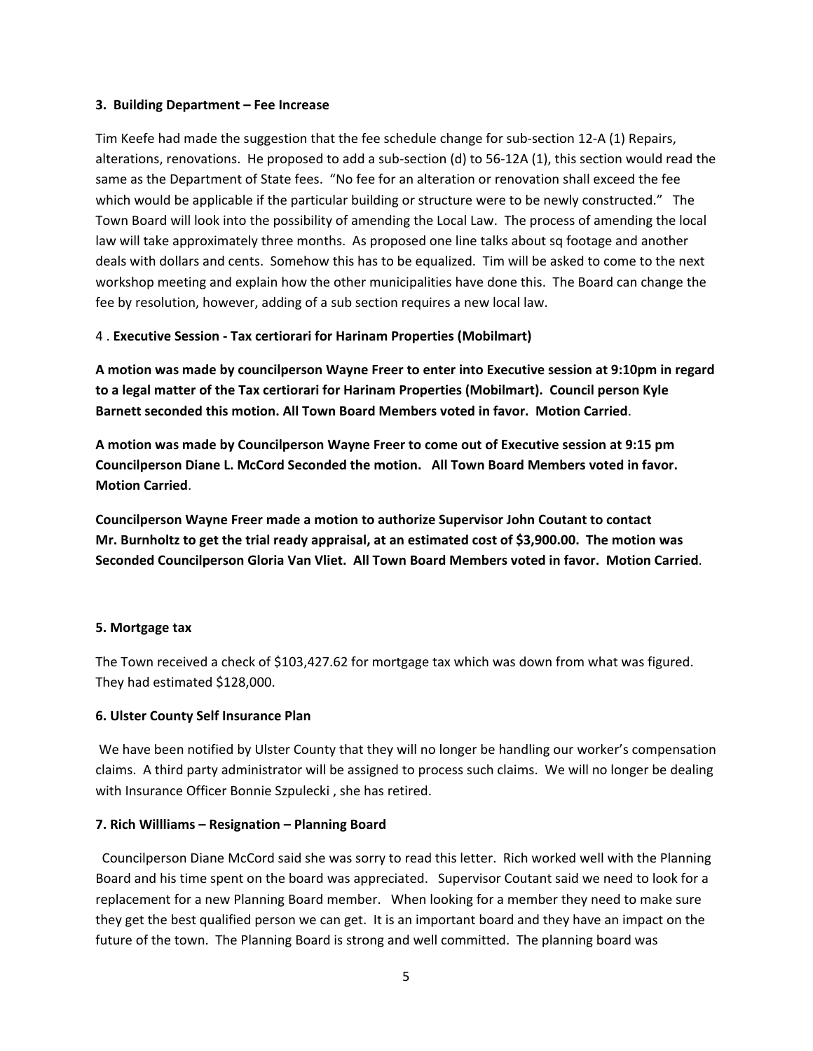**3. Building Department – Fee Increase**

Tim Keefe had made the suggestion that the fee schedule change for sub-section 12-A (1) Repairs, alterations, renovations. He proposed to add a sub-section (d) to 56-12A (1), this section would read the same as the Department of State fees. "No fee for an alteration or renovation shall exceed the fee which would be applicable if the particular building or structure were to be newly constructed." The Town Board will look into the possibility of amending the Local Law. The process of amending the local law will take approximately three months. As proposed one line talks about sq footage and another deals with dollars and cents. Somehow this has to be equalized. Tim will be asked to come to the next workshop meeting and explain how the other municipalities have done this. The Board can change the fee by resolution, however, adding of a sub section requires a new local law.

4 . **Executive Session - Tax certiorari for Harinam Properties (Mobilmart)**

**A motion was made by councilperson Wayne Freer to enter into Executive session at 9:10pm in regard to a legal matter of the Tax certiorari for Harinam Properties (Mobilmart). Council person Kyle Barnett seconded this motion. All Town Board Members voted in favor. Motion Carried**.

**A motion was made by Councilperson Wayne Freer to come out of Executive session at 9:15 pm Councilperson Diane L. McCord Seconded the motion. All Town Board Members voted in favor. Motion Carried**.

**Councilperson Wayne Freer made a motion to authorize Supervisor John Coutant to contact Mr. Burnholtz to get the trial ready appraisal, at an estimated cost of $3,900.00. The motion was Seconded Councilperson Gloria Van Vliet. All Town Board Members voted in favor. Motion Carried**.

**5. Mortgage tax**

The Town received a check of $103,427.62 for mortgage tax which was down from what was figured. They had estimated $128,000.

**6. Ulster County Self Insurance Plan**

We have been notified by Ulster County that they will no longer be handling our worker's compensation claims. A third party administrator will be assigned to process such claims. We will no longer be dealing with Insurance Officer Bonnie Szpulecki , she has retired.

**7. Rich Willliams – Resignation – Planning Board**

Councilperson Diane McCord said she was sorry to read this letter. Rich worked well with the Planning Board and his time spent on the board was appreciated. Supervisor Coutant said we need to look for a replacement for a new Planning Board member. When looking for a member they need to make sure they get the best qualified person we can get. It is an important board and they have an impact on the future of the town. The Planning Board is strong and well committed. The planning board was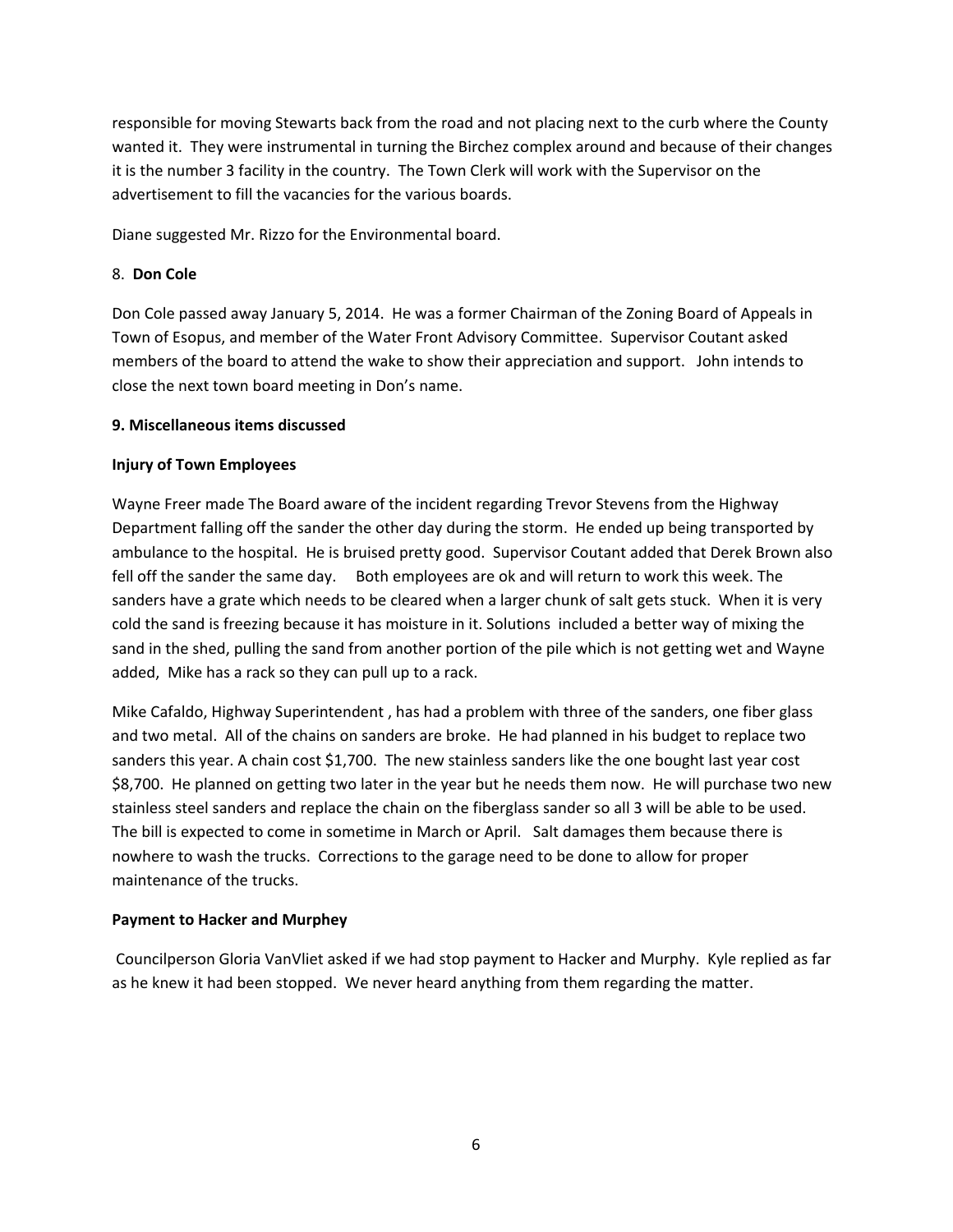responsible for moving Stewarts back from the road and not placing next to the curb where the County wanted it. They were instrumental in turning the Birchez complex around and because of their changes it is the number 3 facility in the country. The Town Clerk will work with the Supervisor on the advertisement to fill the vacancies for the various boards.

Diane suggested Mr. Rizzo for the Environmental board.

8. **Don Cole**

Don Cole passed away January 5, 2014. He was a former Chairman of the Zoning Board of Appeals in Town of Esopus, and member of the Water Front Advisory Committee. Supervisor Coutant asked members of the board to attend the wake to show their appreciation and support. John intends to close the next town board meeting in Don's name.

**9. Miscellaneous items discussed**

**Injury of Town Employees**

Wayne Freer made The Board aware of the incident regarding Trevor Stevens from the Highway Department falling off the sander the other day during the storm. He ended up being transported by ambulance to the hospital. He is bruised pretty good. Supervisor Coutant added that Derek Brown also fell off the sander the same day. Both employees are ok and will return to work this week. The sanders have a grate which needs to be cleared when a larger chunk of salt gets stuck. When it is very cold the sand is freezing because it has moisture in it. Solutions included a better way of mixing the sand in the shed, pulling the sand from another portion of the pile which is not getting wet and Wayne added, Mike has a rack so they can pull up to a rack.

Mike Cafaldo, Highway Superintendent , has had a problem with three of the sanders, one fiber glass and two metal. All of the chains on sanders are broke. He had planned in his budget to replace two sanders this year. A chain cost $1,700. The new stainless sanders like the one bought last year cost $8,700. He planned on getting two later in the year but he needs them now. He will purchase two new stainless steel sanders and replace the chain on the fiberglass sander so all 3 will be able to be used. The bill is expected to come in sometime in March or April. Salt damages them because there is nowhere to wash the trucks. Corrections to the garage need to be done to allow for proper maintenance of the trucks.

**Payment to Hacker and Murphey**

Councilperson Gloria VanVliet asked if we had stop payment to Hacker and Murphy. Kyle replied as far as he knew it had been stopped. We never heard anything from them regarding the matter.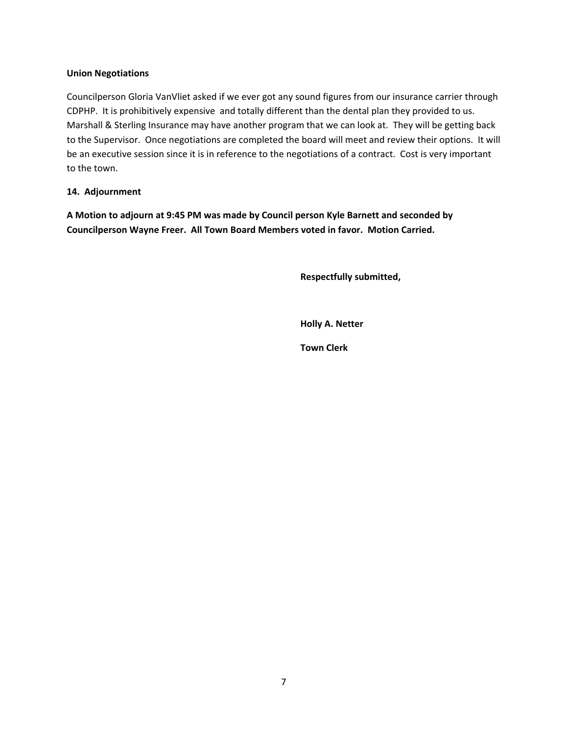**Union Negotiations**

Councilperson Gloria VanVliet asked if we ever got any sound figures from our insurance carrier through CDPHP. It is prohibitively expensive and totally different than the dental plan they provided to us. Marshall & Sterling Insurance may have another program that we can look at. They will be getting back to the Supervisor. Once negotiations are completed the board will meet and review their options. It will be an executive session since it is in reference to the negotiations of a contract. Cost is very important to the town.

**14. Adjournment**

**A Motion to adjourn at 9:45 PM was made by Council person Kyle Barnett and seconded by Councilperson Wayne Freer. All Town Board Members voted in favor. Motion Carried.**

**Respectfully submitted,**

**Holly A. Netter**

**Town Clerk**